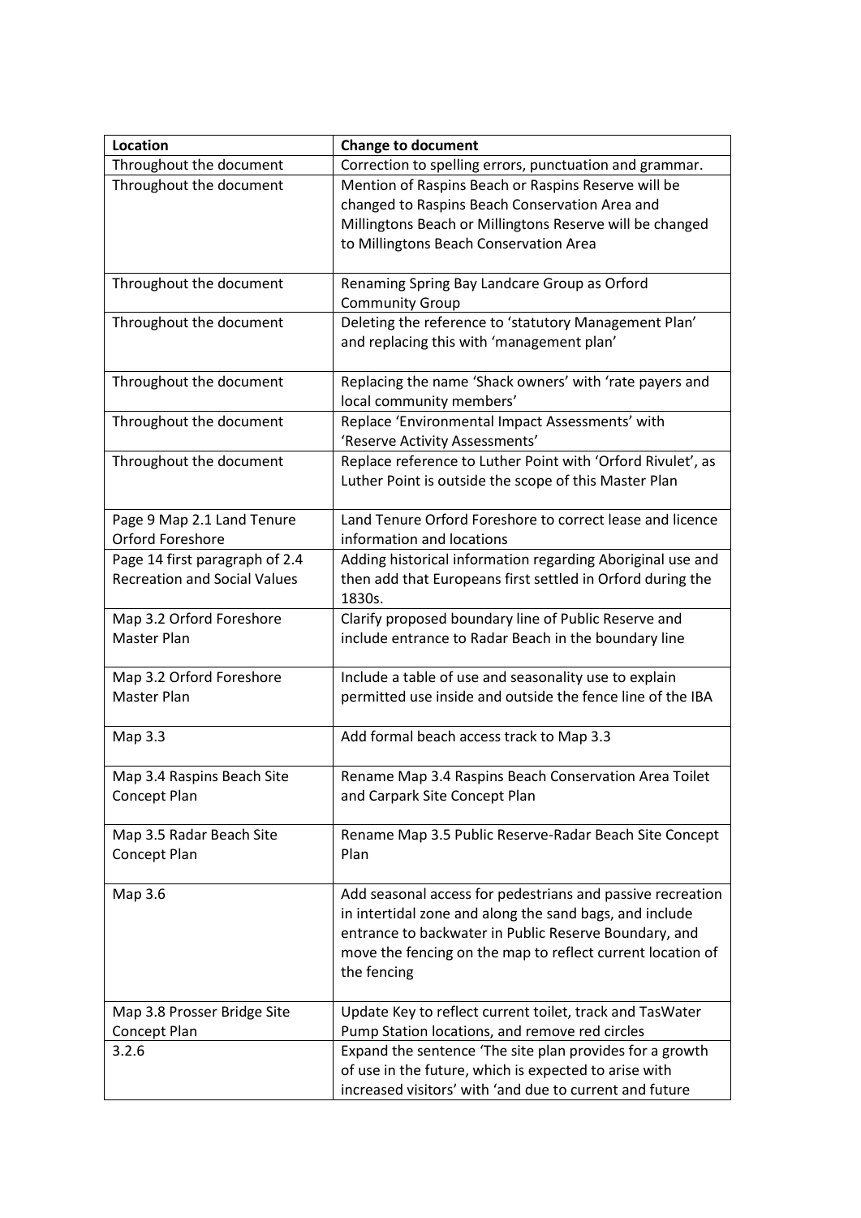| Location | Change to document |
|---|---|
| Throughout the document | Correction to spelling errors, punctuation and grammar. |
| Throughout the document | Mention of Raspins Beach or Raspins Reserve will be changed to Raspins Beach Conservation Area and Millingtons Beach or Millingtons Reserve will be changed to Millingtons Beach Conservation Area |
| Throughout the document | Renaming Spring Bay Landcare Group as Orford Community Group |
| Throughout the document | Deleting the reference to 'statutory Management Plan' and replacing this with 'management plan' |
| Throughout the document | Replacing the name 'Shack owners' with 'rate payers and local community members' |
| Throughout the document | Replace 'Environmental Impact Assessments' with 'Reserve Activity Assessments' |
| Throughout the document | Replace reference to Luther Point with 'Orford Rivulet', as Luther Point is outside the scope of this Master Plan |
| Page 9 Map 2.1 Land Tenure Orford Foreshore | Land Tenure Orford Foreshore to correct lease and licence information and locations |
| Page 14 first paragraph of 2.4 Recreation and Social Values | Adding historical information regarding Aboriginal use and then add that Europeans first settled in Orford during the 1830s. |
| Map 3.2 Orford Foreshore Master Plan | Clarify proposed boundary line of Public Reserve and include entrance to Radar Beach in the boundary line |
| Map 3.2 Orford Foreshore Master Plan | Include a table of use and seasonality use to explain permitted use inside and outside the fence line of the IBA |
| Map 3.3 | Add formal beach access track to Map 3.3 |
| Map 3.4 Raspins Beach Site Concept Plan | Rename Map 3.4 Raspins Beach Conservation Area Toilet and Carpark Site Concept Plan |
| Map 3.5 Radar Beach Site Concept Plan | Rename Map 3.5 Public Reserve-Radar Beach Site Concept Plan |
| Map 3.6 | Add seasonal access for pedestrians and passive recreation in intertidal zone and along the sand bags, and include entrance to backwater in Public Reserve Boundary, and move the fencing on the map to reflect current location of the fencing |
| Map 3.8 Prosser Bridge Site Concept Plan | Update Key to reflect current toilet, track and TasWater Pump Station locations, and remove red circles |
| 3.2.6 | Expand the sentence 'The site plan provides for a growth of use in the future, which is expected to arise with increased visitors' with 'and due to current and future |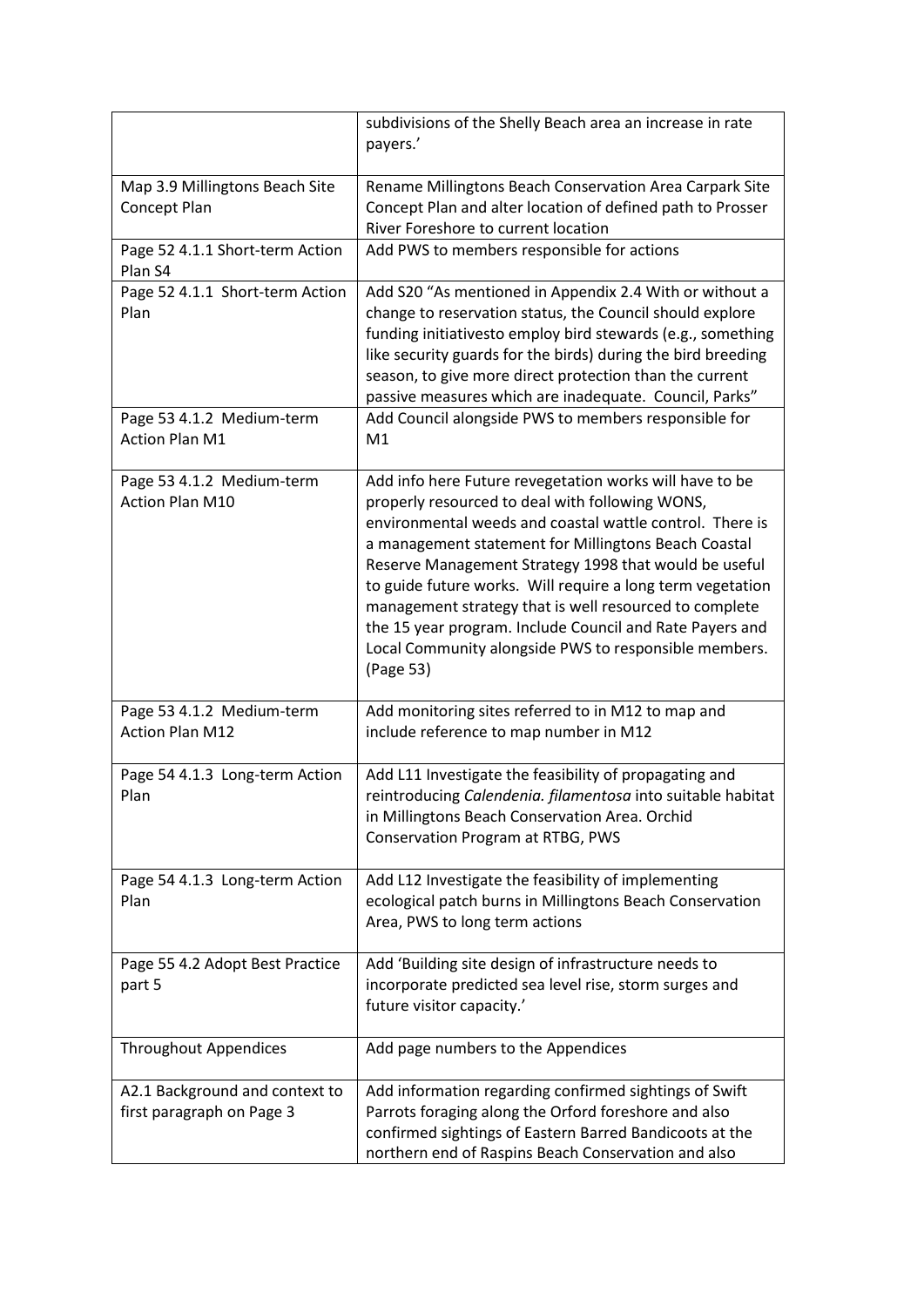| | |
|---|---|
| | subdivisions of the Shelly Beach area an increase in rate payers.' |
| Map 3.9 Millingtons Beach Site Concept Plan | Rename Millingtons Beach Conservation Area Carpark Site Concept Plan and alter location of defined path to Prosser River Foreshore to current location |
| Page 52 4.1.1 Short-term Action Plan S4 | Add PWS to members responsible for actions |
| Page 52 4.1.1 Short-term Action Plan | Add S20 "As mentioned in Appendix 2.4 With or without a change to reservation status, the Council should explore funding initiativesto employ bird stewards (e.g., something like security guards for the birds) during the bird breeding season, to give more direct protection than the current passive measures which are inadequate. Council, Parks" |
| Page 53 4.1.2 Medium-term Action Plan M1 | Add Council alongside PWS to members responsible for M1 |
| Page 53 4.1.2 Medium-term Action Plan M10 | Add info here Future revegetation works will have to be properly resourced to deal with following WONS, environmental weeds and coastal wattle control. There is a management statement for Millingtons Beach Coastal Reserve Management Strategy 1998 that would be useful to guide future works. Will require a long term vegetation management strategy that is well resourced to complete the 15 year program. Include Council and Rate Payers and Local Community alongside PWS to responsible members. (Page 53) |
| Page 53 4.1.2 Medium-term Action Plan M12 | Add monitoring sites referred to in M12 to map and include reference to map number in M12 |
| Page 54 4.1.3 Long-term Action Plan | Add L11 Investigate the feasibility of propagating and reintroducing *Calendenia. filamentosa* into suitable habitat in Millingtons Beach Conservation Area. Orchid Conservation Program at RTBG, PWS |
| Page 54 4.1.3 Long-term Action Plan | Add L12 Investigate the feasibility of implementing ecological patch burns in Millingtons Beach Conservation Area, PWS to long term actions |
| Page 55 4.2 Adopt Best Practice part 5 | Add 'Building site design of infrastructure needs to incorporate predicted sea level rise, storm surges and future visitor capacity.' |
| Throughout Appendices | Add page numbers to the Appendices |
| A2.1 Background and context to first paragraph on Page 3 | Add information regarding confirmed sightings of Swift Parrots foraging along the Orford foreshore and also confirmed sightings of Eastern Barred Bandicoots at the northern end of Raspins Beach Conservation and also |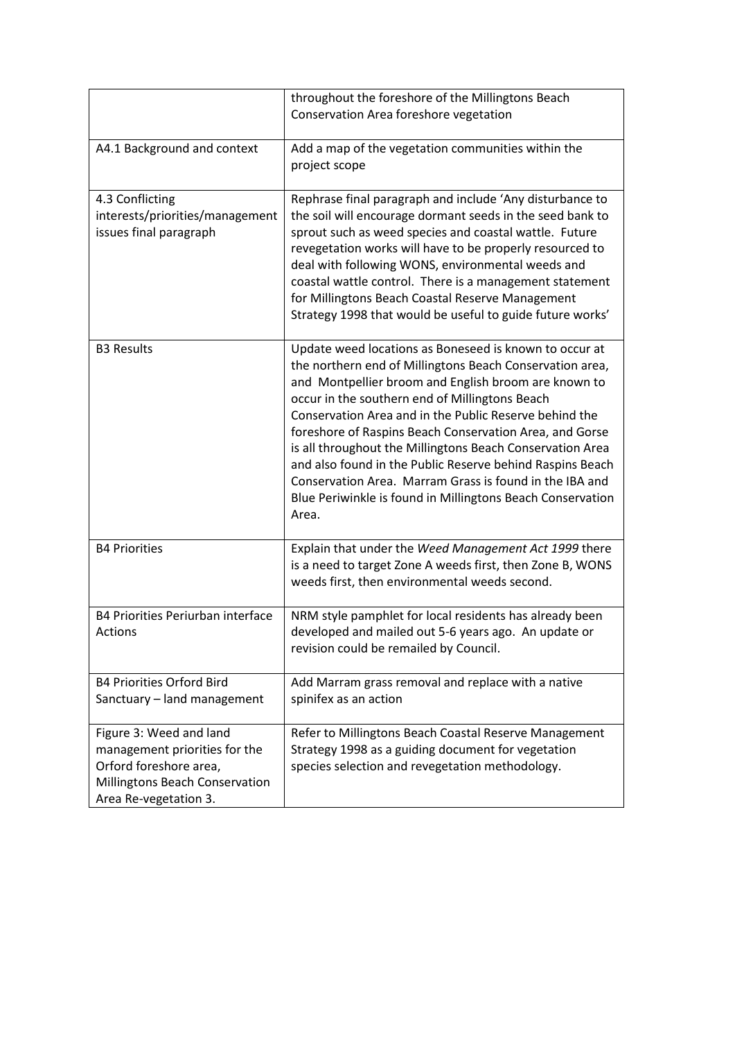| | |
|---|---|
| | throughout the foreshore of the Millingtons Beach Conservation Area foreshore vegetation |
| A4.1 Background and context | Add a map of the vegetation communities within the project scope |
| 4.3 Conflicting interests/priorities/management issues final paragraph | Rephrase final paragraph and include 'Any disturbance to the soil will encourage dormant seeds in the seed bank to sprout such as weed species and coastal wattle. Future revegetation works will have to be properly resourced to deal with following WONS, environmental weeds and coastal wattle control. There is a management statement for Millingtons Beach Coastal Reserve Management Strategy 1998 that would be useful to guide future works' |
| B3 Results | Update weed locations as Boneseed is known to occur at the northern end of Millingtons Beach Conservation area, and Montpellier broom and English broom are known to occur in the southern end of Millingtons Beach Conservation Area and in the Public Reserve behind the foreshore of Raspins Beach Conservation Area, and Gorse is all throughout the Millingtons Beach Conservation Area and also found in the Public Reserve behind Raspins Beach Conservation Area. Marram Grass is found in the IBA and Blue Periwinkle is found in Millingtons Beach Conservation Area. |
| B4 Priorities | Explain that under the *Weed Management Act 1999* there is a need to target Zone A weeds first, then Zone B, WONS weeds first, then environmental weeds second. |
| B4 Priorities Periurban interface Actions | NRM style pamphlet for local residents has already been developed and mailed out 5-6 years ago. An update or revision could be remailed by Council. |
| B4 Priorities Orford Bird Sanctuary – land management | Add Marram grass removal and replace with a native spinifex as an action |
| Figure 3: Weed and land management priorities for the Orford foreshore area, Millingtons Beach Conservation Area Re-vegetation 3. | Refer to Millingtons Beach Coastal Reserve Management Strategy 1998 as a guiding document for vegetation species selection and revegetation methodology. |